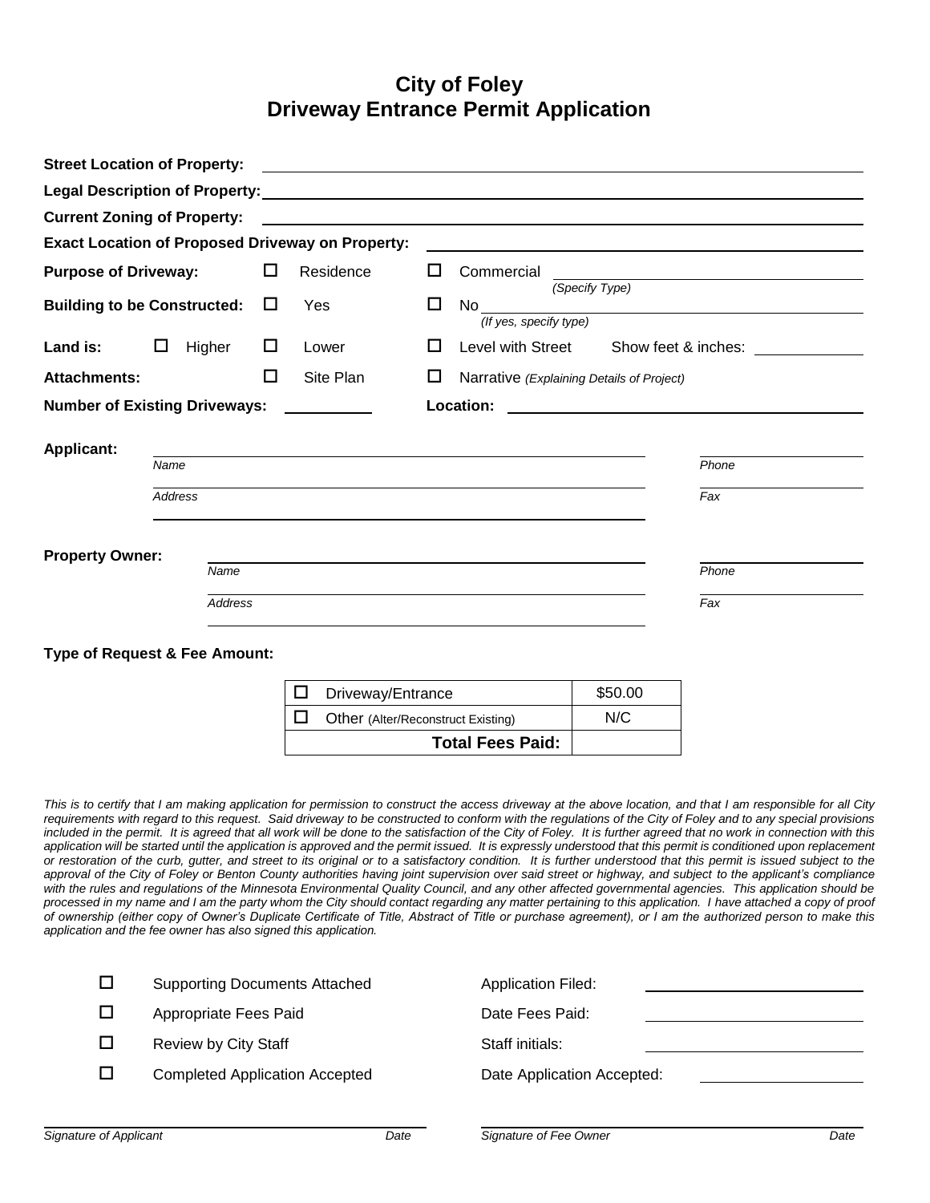# City of Foley
## Driveway Entrance Permit Application

**Street Location of Property:** ______________________________

**Legal Description of Property:** ______________________________

**Current Zoning of Property:** ______________________________

**Exact Location of Proposed Driveway on Property:** ______________________________

**Purpose of Driveway:** ☐ Residence ☐ Commercial ______________________________ *(Specify Type)*

**Building to be Constructed:** ☐ Yes ☐ No ______________________________ *(If yes, specify type)*

**Land is:** ☐ Higher ☐ Lower ☐ Level with Street Show feet & inches: __________

**Attachments:** ☐ Site Plan ☐ Narrative *(Explaining Details of Project)*

**Number of Existing Driveways:** __________ **Location:** ______________________________

**Applicant:**

______________________________ ______________
*Name* *Phone*

______________________________ ______________
*Address* *Fax*

______________________________

**Property Owner:**

______________________________ ______________
*Name* *Phone*

______________________________ ______________
*Address* *Fax*

______________________________

**Type of Request & Fee Amount:**

| | |
|---|---|
| ☐ Driveway/Entrance | $50.00 |
| ☐ Other (Alter/Reconstruct Existing) | N/C |
| **Total Fees Paid:** | |

*This is to certify that I am making application for permission to construct the access driveway at the above location, and that I am responsible for all City requirements with regard to this request. Said driveway to be constructed to conform with the regulations of the City of Foley and to any special provisions included in the permit. It is agreed that all work will be done to the satisfaction of the City of Foley. It is further agreed that no work in connection with this application will be started until the application is approved and the permit issued. It is expressly understood that this permit is conditioned upon replacement or restoration of the curb, gutter, and street to its original or to a satisfactory condition. It is further understood that this permit is issued subject to the approval of the City of Foley or Benton County authorities having joint supervision over said street or highway, and subject to the applicant's compliance with the rules and regulations of the Minnesota Environmental Quality Council, and any other affected governmental agencies. This application should be processed in my name and I am the party whom the City should contact regarding any matter pertaining to this application. I have attached a copy of proof of ownership (either copy of Owner's Duplicate Certificate of Title, Abstract of Title or purchase agreement), or I am the authorized person to make this application and the fee owner has also signed this application.*

☐ Supporting Documents Attached Application Filed: ______________

☐ Appropriate Fees Paid Date Fees Paid: ______________

☐ Review by City Staff Staff initials: ______________

☐ Completed Application Accepted Date Application Accepted: ______________

______________________________ ______________________________
*Signature of Applicant* *Date* *Signature of Fee Owner* *Date*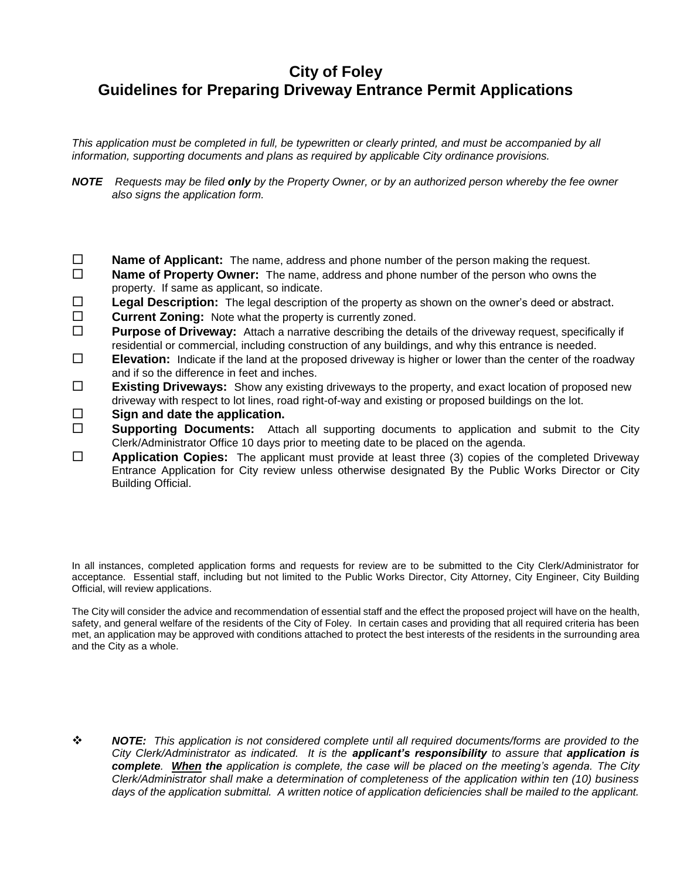# City of Foley
## Guidelines for Preparing Driveway Entrance Permit Applications

*This application must be completed in full, be typewritten or clearly printed, and must be accompanied by all information, supporting documents and plans as required by applicable City ordinance provisions.*

***NOTE*** *Requests may be filed **only** by the Property Owner, or by an authorized person whereby the fee owner also signs the application form.*

- ☐ **Name of Applicant:** The name, address and phone number of the person making the request.
- ☐ **Name of Property Owner:** The name, address and phone number of the person who owns the property. If same as applicant, so indicate.
- ☐ **Legal Description:** The legal description of the property as shown on the owner's deed or abstract.
- ☐ **Current Zoning:** Note what the property is currently zoned.
- ☐ **Purpose of Driveway:** Attach a narrative describing the details of the driveway request, specifically if residential or commercial, including construction of any buildings, and why this entrance is needed.
- ☐ **Elevation:** Indicate if the land at the proposed driveway is higher or lower than the center of the roadway and if so the difference in feet and inches.
- ☐ **Existing Driveways:** Show any existing driveways to the property, and exact location of proposed new driveway with respect to lot lines, road right-of-way and existing or proposed buildings on the lot.
- ☐ **Sign and date the application.**
- ☐ **Supporting Documents:** Attach all supporting documents to application and submit to the City Clerk/Administrator Office 10 days prior to meeting date to be placed on the agenda.
- ☐ **Application Copies:** The applicant must provide at least three (3) copies of the completed Driveway Entrance Application for City review unless otherwise designated By the Public Works Director or City Building Official.

In all instances, completed application forms and requests for review are to be submitted to the City Clerk/Administrator for acceptance. Essential staff, including but not limited to the Public Works Director, City Attorney, City Engineer, City Building Official, will review applications.

The City will consider the advice and recommendation of essential staff and the effect the proposed project will have on the health, safety, and general welfare of the residents of the City of Foley. In certain cases and providing that all required criteria has been met, an application may be approved with conditions attached to protect the best interests of the residents in the surrounding area and the City as a whole.

- ***NOTE:*** *This application is not considered complete until all required documents/forms are provided to the City Clerk/Administrator as indicated. It is the **applicant's responsibility** to assure that **application is complete**. **When the** application is complete, the case will be placed on the meeting's agenda. The City Clerk/Administrator shall make a determination of completeness of the application within ten (10) business days of the application submittal. A written notice of application deficiencies shall be mailed to the applicant.*